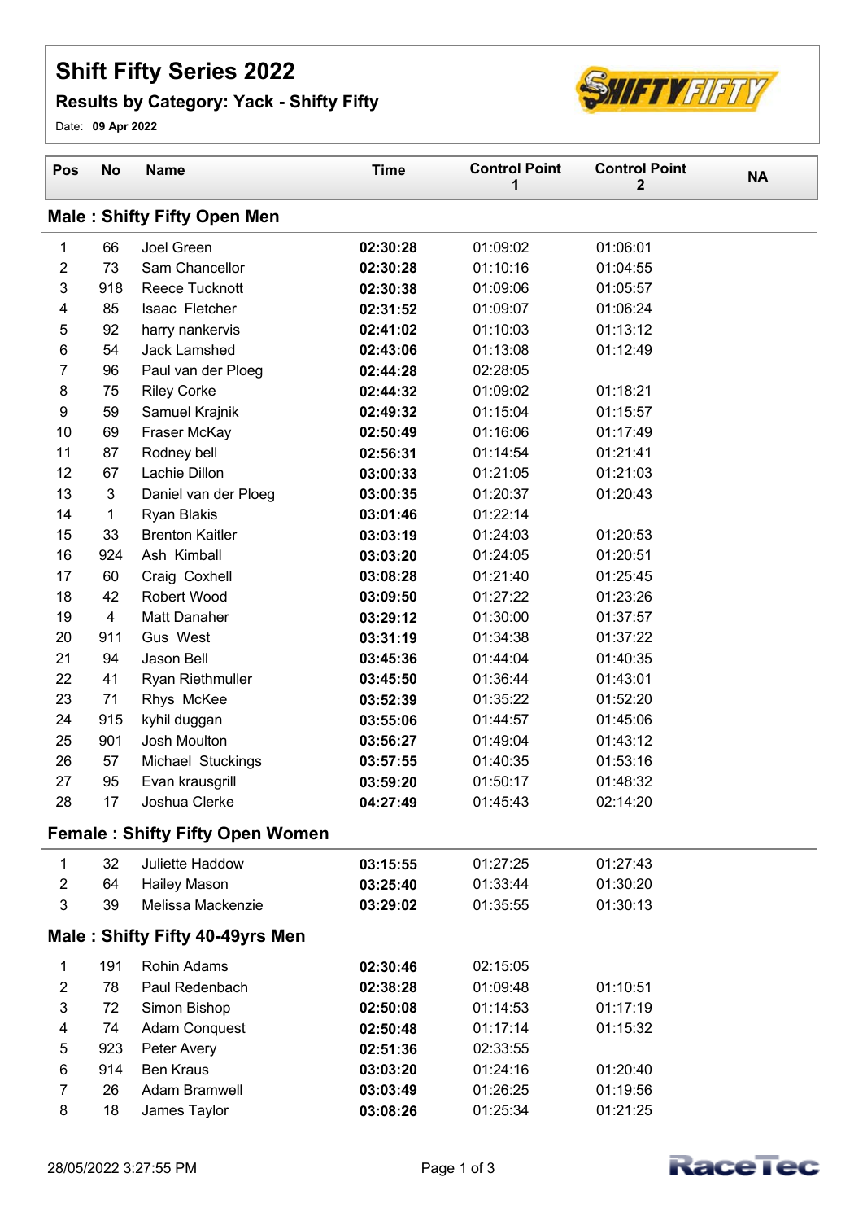# Shift Fifty Series 2022

## Results by Category: Yack - Shifty Fifty

Date: **09 Apr 2022**

| Pos | No | Name | Time | Control Point 1 | Control Point 2 | NA |
|---|---|---|---|---|---|---|
| **Male : Shifty Fifty Open Men** | | | | | | |
| 1 | 66 | Joel Green | **02:30:28** | 01:09:02 | 01:06:01 | |
| 2 | 73 | Sam Chancellor | **02:30:28** | 01:10:16 | 01:04:55 | |
| 3 | 918 | Reece Tucknott | **02:30:38** | 01:09:06 | 01:05:57 | |
| 4 | 85 | Isaac Fletcher | **02:31:52** | 01:09:07 | 01:06:24 | |
| 5 | 92 | harry nankervis | **02:41:02** | 01:10:03 | 01:13:12 | |
| 6 | 54 | Jack Lamshed | **02:43:06** | 01:13:08 | 01:12:49 | |
| 7 | 96 | Paul van der Ploeg | **02:44:28** | 02:28:05 | | |
| 8 | 75 | Riley Corke | **02:44:32** | 01:09:02 | 01:18:21 | |
| 9 | 59 | Samuel Krajnik | **02:49:32** | 01:15:04 | 01:15:57 | |
| 10 | 69 | Fraser McKay | **02:50:49** | 01:16:06 | 01:17:49 | |
| 11 | 87 | Rodney bell | **02:56:31** | 01:14:54 | 01:21:41 | |
| 12 | 67 | Lachie Dillon | **03:00:33** | 01:21:05 | 01:21:03 | |
| 13 | 3 | Daniel van der Ploeg | **03:00:35** | 01:20:37 | 01:20:43 | |
| 14 | 1 | Ryan Blakis | **03:01:46** | 01:22:14 | | |
| 15 | 33 | Brenton Kaitler | **03:03:19** | 01:24:03 | 01:20:53 | |
| 16 | 924 | Ash Kimball | **03:03:20** | 01:24:05 | 01:20:51 | |
| 17 | 60 | Craig Coxhell | **03:08:28** | 01:21:40 | 01:25:45 | |
| 18 | 42 | Robert Wood | **03:09:50** | 01:27:22 | 01:23:26 | |
| 19 | 4 | Matt Danaher | **03:29:12** | 01:30:00 | 01:37:57 | |
| 20 | 911 | Gus West | **03:31:19** | 01:34:38 | 01:37:22 | |
| 21 | 94 | Jason Bell | **03:45:36** | 01:44:04 | 01:40:35 | |
| 22 | 41 | Ryan Riethmuller | **03:45:50** | 01:36:44 | 01:43:01 | |
| 23 | 71 | Rhys McKee | **03:52:39** | 01:35:22 | 01:52:20 | |
| 24 | 915 | kyhil duggan | **03:55:06** | 01:44:57 | 01:45:06 | |
| 25 | 901 | Josh Moulton | **03:56:27** | 01:49:04 | 01:43:12 | |
| 26 | 57 | Michael Stuckings | **03:57:55** | 01:40:35 | 01:53:16 | |
| 27 | 95 | Evan krausgrill | **03:59:20** | 01:50:17 | 01:48:32 | |
| 28 | 17 | Joshua Clerke | **04:27:49** | 01:45:43 | 02:14:20 | |
| **Female : Shifty Fifty Open Women** | | | | | | |
| 1 | 32 | Juliette Haddow | **03:15:55** | 01:27:25 | 01:27:43 | |
| 2 | 64 | Hailey Mason | **03:25:40** | 01:33:44 | 01:30:20 | |
| 3 | 39 | Melissa Mackenzie | **03:29:02** | 01:35:55 | 01:30:13 | |
| **Male : Shifty Fifty 40-49yrs Men** | | | | | | |
| 1 | 191 | Rohin Adams | **02:30:46** | 02:15:05 | | |
| 2 | 78 | Paul Redenbach | **02:38:28** | 01:09:48 | 01:10:51 | |
| 3 | 72 | Simon Bishop | **02:50:08** | 01:14:53 | 01:17:19 | |
| 4 | 74 | Adam Conquest | **02:50:48** | 01:17:14 | 01:15:32 | |
| 5 | 923 | Peter Avery | **02:51:36** | 02:33:55 | | |
| 6 | 914 | Ben Kraus | **03:03:20** | 01:24:16 | 01:20:40 | |
| 7 | 26 | Adam Bramwell | **03:03:49** | 01:26:25 | 01:19:56 | |
| 8 | 18 | James Taylor | **03:08:26** | 01:25:34 | 01:21:25 | |

28/05/2022 3:27:55 PM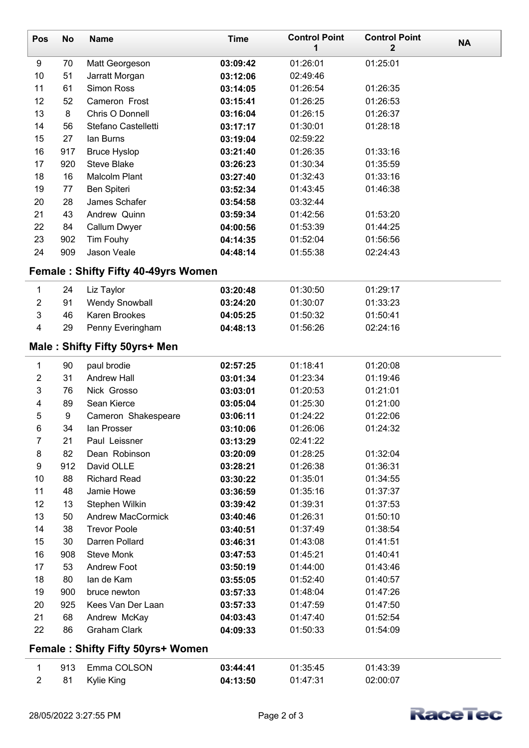| Pos | No | Name | Time | Control Point 1 | Control Point 2 | NA |
|---|---|---|---|---|---|---|
| 9 | 70 | Matt Georgeson | **03:09:42** | 01:26:01 | 01:25:01 | |
| 10 | 51 | Jarratt Morgan | **03:12:06** | 02:49:46 | | |
| 11 | 61 | Simon Ross | **03:14:05** | 01:26:54 | 01:26:35 | |
| 12 | 52 | Cameron Frost | **03:15:41** | 01:26:25 | 01:26:53 | |
| 13 | 8 | Chris O Donnell | **03:16:04** | 01:26:15 | 01:26:37 | |
| 14 | 56 | Stefano Castelletti | **03:17:17** | 01:30:01 | 01:28:18 | |
| 15 | 27 | Ian Burns | **03:19:04** | 02:59:22 | | |
| 16 | 917 | Bruce Hyslop | **03:21:40** | 01:26:35 | 01:33:16 | |
| 17 | 920 | Steve Blake | **03:26:23** | 01:30:34 | 01:35:59 | |
| 18 | 16 | Malcolm Plant | **03:27:40** | 01:32:43 | 01:33:16 | |
| 19 | 77 | Ben Spiteri | **03:52:34** | 01:43:45 | 01:46:38 | |
| 20 | 28 | James Schafer | **03:54:58** | 03:32:44 | | |
| 21 | 43 | Andrew Quinn | **03:59:34** | 01:42:56 | 01:53:20 | |
| 22 | 84 | Callum Dwyer | **04:00:56** | 01:53:39 | 01:44:25 | |
| 23 | 902 | Tim Fouhy | **04:14:35** | 01:52:04 | 01:56:56 | |
| 24 | 909 | Jason Veale | **04:48:14** | 01:55:38 | 02:24:43 | |

## Female : Shifty Fifty 40-49yrs Women

| Pos | No | Name | Time | Control Point 1 | Control Point 2 | NA |
|---|---|---|---|---|---|---|
| 1 | 24 | Liz Taylor | **03:20:48** | 01:30:50 | 01:29:17 | |
| 2 | 91 | Wendy Snowball | **03:24:20** | 01:30:07 | 01:33:23 | |
| 3 | 46 | Karen Brookes | **04:05:25** | 01:50:32 | 01:50:41 | |
| 4 | 29 | Penny Everingham | **04:48:13** | 01:56:26 | 02:24:16 | |

## Male : Shifty Fifty 50yrs+ Men

| Pos | No | Name | Time | Control Point 1 | Control Point 2 | NA |
|---|---|---|---|---|---|---|
| 1 | 90 | paul brodie | **02:57:25** | 01:18:41 | 01:20:08 | |
| 2 | 31 | Andrew Hall | **03:01:34** | 01:23:34 | 01:19:46 | |
| 3 | 76 | Nick Grosso | **03:03:01** | 01:20:53 | 01:21:01 | |
| 4 | 89 | Sean Kierce | **03:05:04** | 01:25:30 | 01:21:00 | |
| 5 | 9 | Cameron Shakespeare | **03:06:11** | 01:24:22 | 01:22:06 | |
| 6 | 34 | Ian Prosser | **03:10:06** | 01:26:06 | 01:24:32 | |
| 7 | 21 | Paul Leissner | **03:13:29** | 02:41:22 | | |
| 8 | 82 | Dean Robinson | **03:20:09** | 01:28:25 | 01:32:04 | |
| 9 | 912 | David OLLE | **03:28:21** | 01:26:38 | 01:36:31 | |
| 10 | 88 | Richard Read | **03:30:22** | 01:35:01 | 01:34:55 | |
| 11 | 48 | Jamie Howe | **03:36:59** | 01:35:16 | 01:37:37 | |
| 12 | 13 | Stephen Wilkin | **03:39:42** | 01:39:31 | 01:37:53 | |
| 13 | 50 | Andrew MacCormick | **03:40:46** | 01:26:31 | 01:50:10 | |
| 14 | 38 | Trevor Poole | **03:40:51** | 01:37:49 | 01:38:54 | |
| 15 | 30 | Darren Pollard | **03:46:31** | 01:43:08 | 01:41:51 | |
| 16 | 908 | Steve Monk | **03:47:53** | 01:45:21 | 01:40:41 | |
| 17 | 53 | Andrew Foot | **03:50:19** | 01:44:00 | 01:43:46 | |
| 18 | 80 | Ian de Kam | **03:55:05** | 01:52:40 | 01:40:57 | |
| 19 | 900 | bruce newton | **03:57:33** | 01:48:04 | 01:47:26 | |
| 20 | 925 | Kees Van Der Laan | **03:57:33** | 01:47:59 | 01:47:50 | |
| 21 | 68 | Andrew McKay | **04:03:43** | 01:47:40 | 01:52:54 | |
| 22 | 86 | Graham Clark | **04:09:33** | 01:50:33 | 01:54:09 | |

## Female : Shifty Fifty 50yrs+ Women

| Pos | No | Name | Time | Control Point 1 | Control Point 2 | NA |
|---|---|---|---|---|---|---|
| 1 | 913 | Emma COLSON | **03:44:41** | 01:35:45 | 01:43:39 | |
| 2 | 81 | Kylie King | **04:13:50** | 01:47:31 | 02:00:07 | |

28/05/2022 3:27:55 PM

RaceTec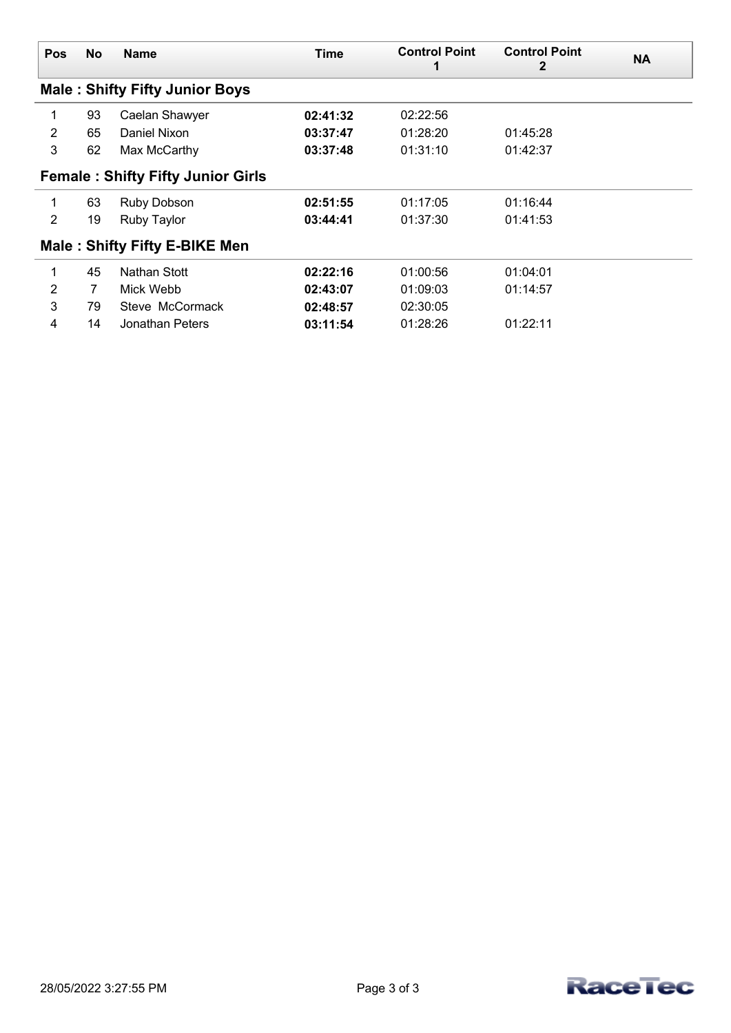| Pos | No | Name | Time | Control Point 1 | Control Point 2 | NA |
|---|---|---|---|---|---|---|
| **Male : Shifty Fifty Junior Boys** | | | | | | |
| 1 | 93 | Caelan Shawyer | **02:41:32** | 02:22:56 | | |
| 2 | 65 | Daniel Nixon | **03:37:47** | 01:28:20 | 01:45:28 | |
| 3 | 62 | Max McCarthy | **03:37:48** | 01:31:10 | 01:42:37 | |
| **Female : Shifty Fifty Junior Girls** | | | | | | |
| 1 | 63 | Ruby Dobson | **02:51:55** | 01:17:05 | 01:16:44 | |
| 2 | 19 | Ruby Taylor | **03:44:41** | 01:37:30 | 01:41:53 | |
| **Male : Shifty Fifty E-BIKE Men** | | | | | | |
| 1 | 45 | Nathan Stott | **02:22:16** | 01:00:56 | 01:04:01 | |
| 2 | 7 | Mick Webb | **02:43:07** | 01:09:03 | 01:14:57 | |
| 3 | 79 | Steve McCormack | **02:48:57** | 02:30:05 | | |
| 4 | 14 | Jonathan Peters | **03:11:54** | 01:28:26 | 01:22:11 | |

28/05/2022 3:27:55 PM

RaceTec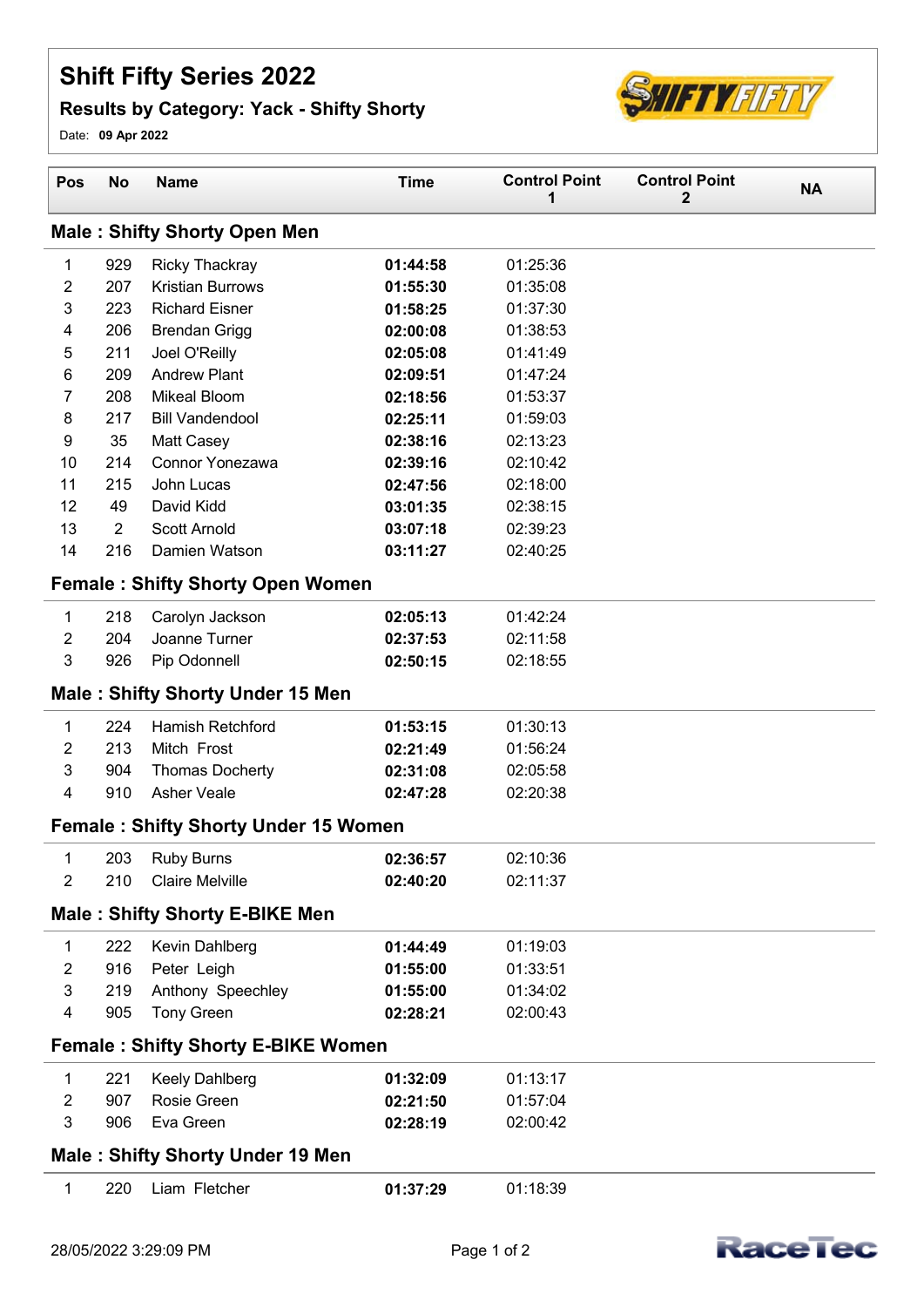# Shift Fifty Series 2022

## Results by Category: Yack - Shifty Shorty

Date: **09 Apr 2022**

| Pos | No | Name | Time | Control Point 1 | Control Point 2 | NA |
|---|---|---|---|---|---|---|
| **Male : Shifty Shorty Open Men** | | | | | | |
| 1 | 929 | Ricky Thackray | **01:44:58** | 01:25:36 | | |
| 2 | 207 | Kristian Burrows | **01:55:30** | 01:35:08 | | |
| 3 | 223 | Richard Eisner | **01:58:25** | 01:37:30 | | |
| 4 | 206 | Brendan Grigg | **02:00:08** | 01:38:53 | | |
| 5 | 211 | Joel O'Reilly | **02:05:08** | 01:41:49 | | |
| 6 | 209 | Andrew Plant | **02:09:51** | 01:47:24 | | |
| 7 | 208 | Mikeal Bloom | **02:18:56** | 01:53:37 | | |
| 8 | 217 | Bill Vandendool | **02:25:11** | 01:59:03 | | |
| 9 | 35 | Matt Casey | **02:38:16** | 02:13:23 | | |
| 10 | 214 | Connor Yonezawa | **02:39:16** | 02:10:42 | | |
| 11 | 215 | John Lucas | **02:47:56** | 02:18:00 | | |
| 12 | 49 | David Kidd | **03:01:35** | 02:38:15 | | |
| 13 | 2 | Scott Arnold | **03:07:18** | 02:39:23 | | |
| 14 | 216 | Damien Watson | **03:11:27** | 02:40:25 | | |
| **Female : Shifty Shorty Open Women** | | | | | | |
| 1 | 218 | Carolyn Jackson | **02:05:13** | 01:42:24 | | |
| 2 | 204 | Joanne Turner | **02:37:53** | 02:11:58 | | |
| 3 | 926 | Pip Odonnell | **02:50:15** | 02:18:55 | | |
| **Male : Shifty Shorty Under 15 Men** | | | | | | |
| 1 | 224 | Hamish Retchford | **01:53:15** | 01:30:13 | | |
| 2 | 213 | Mitch Frost | **02:21:49** | 01:56:24 | | |
| 3 | 904 | Thomas Docherty | **02:31:08** | 02:05:58 | | |
| 4 | 910 | Asher Veale | **02:47:28** | 02:20:38 | | |
| **Female : Shifty Shorty Under 15 Women** | | | | | | |
| 1 | 203 | Ruby Burns | **02:36:57** | 02:10:36 | | |
| 2 | 210 | Claire Melville | **02:40:20** | 02:11:37 | | |
| **Male : Shifty Shorty E-BIKE Men** | | | | | | |
| 1 | 222 | Kevin Dahlberg | **01:44:49** | 01:19:03 | | |
| 2 | 916 | Peter Leigh | **01:55:00** | 01:33:51 | | |
| 3 | 219 | Anthony Speechley | **01:55:00** | 01:34:02 | | |
| 4 | 905 | Tony Green | **02:28:21** | 02:00:43 | | |
| **Female : Shifty Shorty E-BIKE Women** | | | | | | |
| 1 | 221 | Keely Dahlberg | **01:32:09** | 01:13:17 | | |
| 2 | 907 | Rosie Green | **02:21:50** | 01:57:04 | | |
| 3 | 906 | Eva Green | **02:28:19** | 02:00:42 | | |
| **Male : Shifty Shorty Under 19 Men** | | | | | | |
| 1 | 220 | Liam Fletcher | **01:37:29** | 01:18:39 | | |

28/05/2022 3:29:09 PM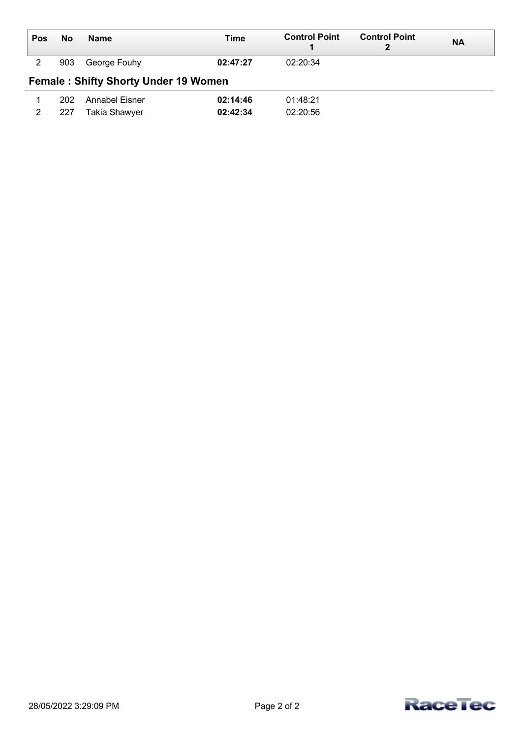| Pos | No | Name | Time | Control Point 1 | Control Point 2 | NA |
|---|---|---|---|---|---|---|
| 2 | 903 | George Fouhy | **02:47:27** | 02:20:34 | | |

## Female : Shifty Shorty Under 19 Women

| Pos | No | Name | Time | Control Point 1 | Control Point 2 | NA |
|---|---|---|---|---|---|---|
| 1 | 202 | Annabel Eisner | **02:14:46** | 01:48:21 | | |
| 2 | 227 | Takia Shawyer | **02:42:34** | 02:20:56 | | |

28/05/2022 3:29:09 PM